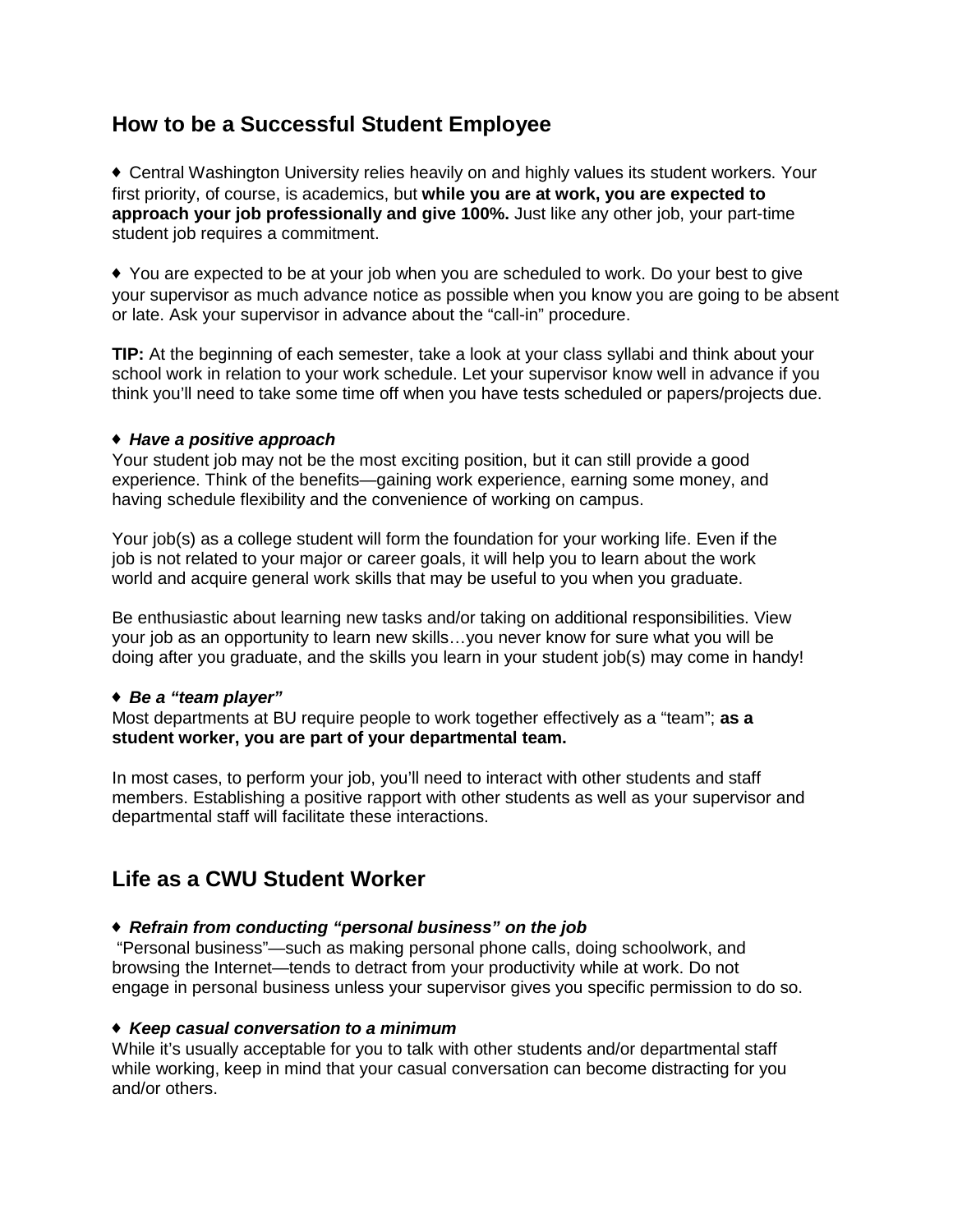## How to be a Successful Student Employee

♦ Central Washington University relies heavily on and highly values its student workers. Your first priority, of course, is academics, but **while you are at work, you are expected to approach your job professionally and give 100%.** Just like any other job, your part-time student job requires a commitment.

♦ You are expected to be at your job when you are scheduled to work. Do your best to give your supervisor as much advance notice as possible when you know you are going to be absent or late. Ask your supervisor in advance about the "call-in" procedure.

**TIP:** At the beginning of each semester, take a look at your class syllabi and think about your school work in relation to your work schedule. Let your supervisor know well in advance if you think you'll need to take some time off when you have tests scheduled or papers/projects due.

♦ ***Have a positive approach***

Your student job may not be the most exciting position, but it can still provide a good experience. Think of the benefits—gaining work experience, earning some money, and having schedule flexibility and the convenience of working on campus.

Your job(s) as a college student will form the foundation for your working life. Even if the job is not related to your major or career goals, it will help you to learn about the work world and acquire general work skills that may be useful to you when you graduate.

Be enthusiastic about learning new tasks and/or taking on additional responsibilities. View your job as an opportunity to learn new skills…you never know for sure what you will be doing after you graduate, and the skills you learn in your student job(s) may come in handy!

♦ ***Be a "team player"***

Most departments at BU require people to work together effectively as a "team"; **as a student worker, you are part of your departmental team.**

In most cases, to perform your job, you'll need to interact with other students and staff members. Establishing a positive rapport with other students as well as your supervisor and departmental staff will facilitate these interactions.

## Life as a CWU Student Worker

♦ ***Refrain from conducting "personal business" on the job***

"Personal business"—such as making personal phone calls, doing schoolwork, and browsing the Internet—tends to detract from your productivity while at work. Do not engage in personal business unless your supervisor gives you specific permission to do so.

♦ ***Keep casual conversation to a minimum***

While it's usually acceptable for you to talk with other students and/or departmental staff while working, keep in mind that your casual conversation can become distracting for you and/or others.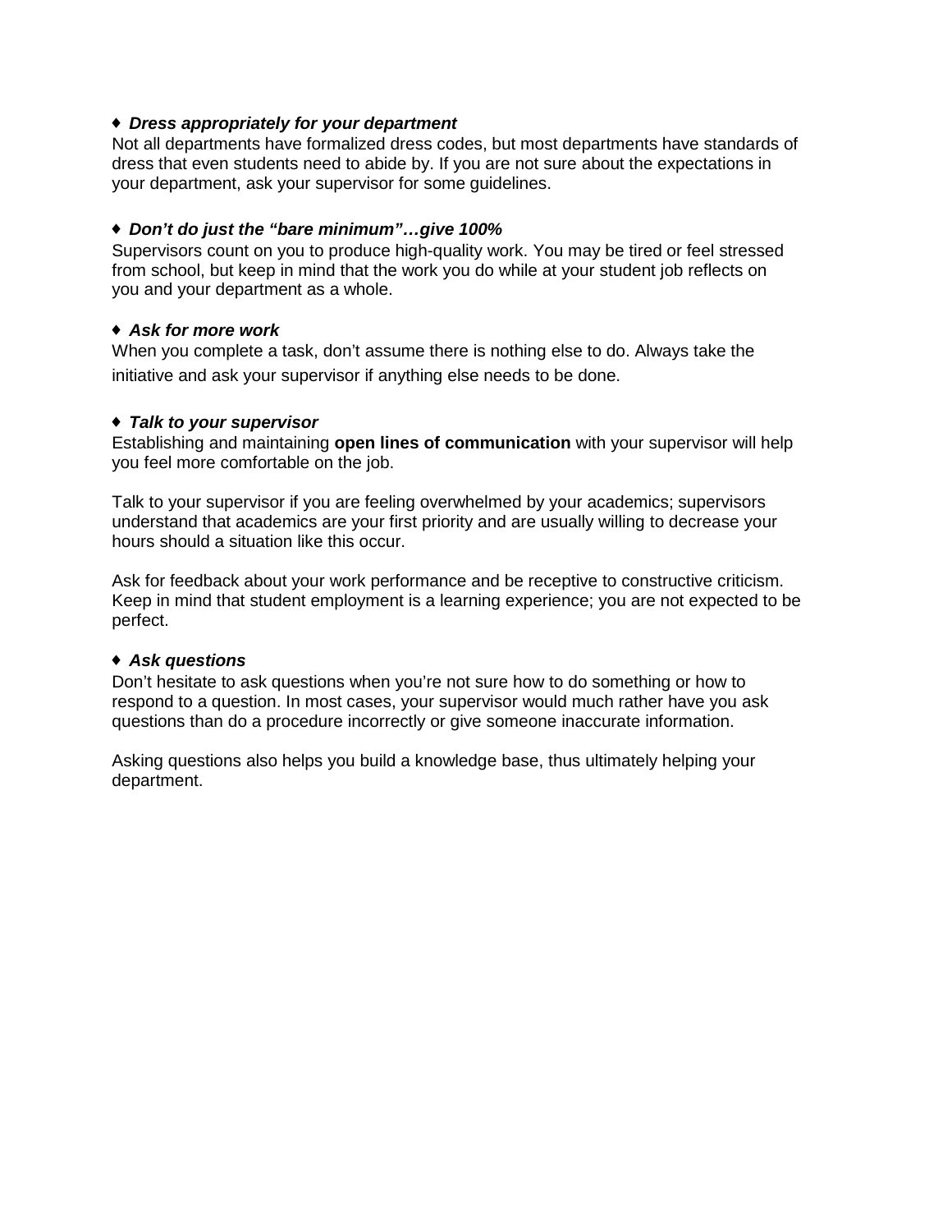- ***Dress appropriately for your department***

Not all departments have formalized dress codes, but most departments have standards of dress that even students need to abide by. If you are not sure about the expectations in your department, ask your supervisor for some guidelines.

- ***Don't do just the "bare minimum"…give 100%***

Supervisors count on you to produce high-quality work. You may be tired or feel stressed from school, but keep in mind that the work you do while at your student job reflects on you and your department as a whole.

- ***Ask for more work***

When you complete a task, don't assume there is nothing else to do. Always take the initiative and ask your supervisor if anything else needs to be done.

- ***Talk to your supervisor***

Establishing and maintaining **open lines of communication** with your supervisor will help you feel more comfortable on the job.

Talk to your supervisor if you are feeling overwhelmed by your academics; supervisors understand that academics are your first priority and are usually willing to decrease your hours should a situation like this occur.

Ask for feedback about your work performance and be receptive to constructive criticism. Keep in mind that student employment is a learning experience; you are not expected to be perfect.

- ***Ask questions***

Don't hesitate to ask questions when you're not sure how to do something or how to respond to a question. In most cases, your supervisor would much rather have you ask questions than do a procedure incorrectly or give someone inaccurate information.

Asking questions also helps you build a knowledge base, thus ultimately helping your department.